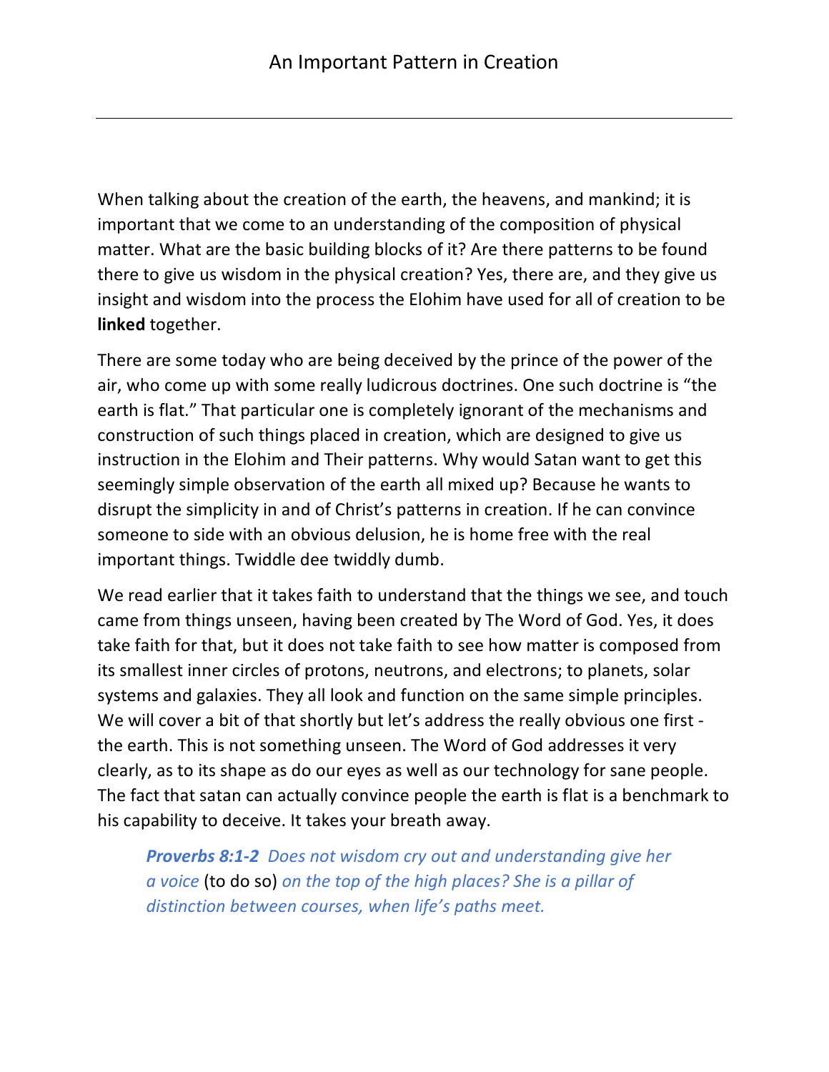# An Important Pattern in Creation

When talking about the creation of the earth, the heavens, and mankind; it is important that we come to an understanding of the composition of physical matter. What are the basic building blocks of it? Are there patterns to be found there to give us wisdom in the physical creation? Yes, there are, and they give us insight and wisdom into the process the Elohim have used for all of creation to be **linked** together.

There are some today who are being deceived by the prince of the power of the air, who come up with some really ludicrous doctrines. One such doctrine is "the earth is flat." That particular one is completely ignorant of the mechanisms and construction of such things placed in creation, which are designed to give us instruction in the Elohim and Their patterns. Why would Satan want to get this seemingly simple observation of the earth all mixed up? Because he wants to disrupt the simplicity in and of Christ's patterns in creation. If he can convince someone to side with an obvious delusion, he is home free with the real important things. Twiddle dee twiddly dumb.

We read earlier that it takes faith to understand that the things we see, and touch came from things unseen, having been created by The Word of God. Yes, it does take faith for that, but it does not take faith to see how matter is composed from its smallest inner circles of protons, neutrons, and electrons; to planets, solar systems and galaxies. They all look and function on the same simple principles. We will cover a bit of that shortly but let's address the really obvious one first - the earth. This is not something unseen. The Word of God addresses it very clearly, as to its shape as do our eyes as well as our technology for sane people. The fact that satan can actually convince people the earth is flat is a benchmark to his capability to deceive. It takes your breath away.

> ***Proverbs 8:1-2*** *Does not wisdom cry out and understanding give her a voice* (to do so) *on the top of the high places? She is a pillar of distinction between courses, when life's paths meet.*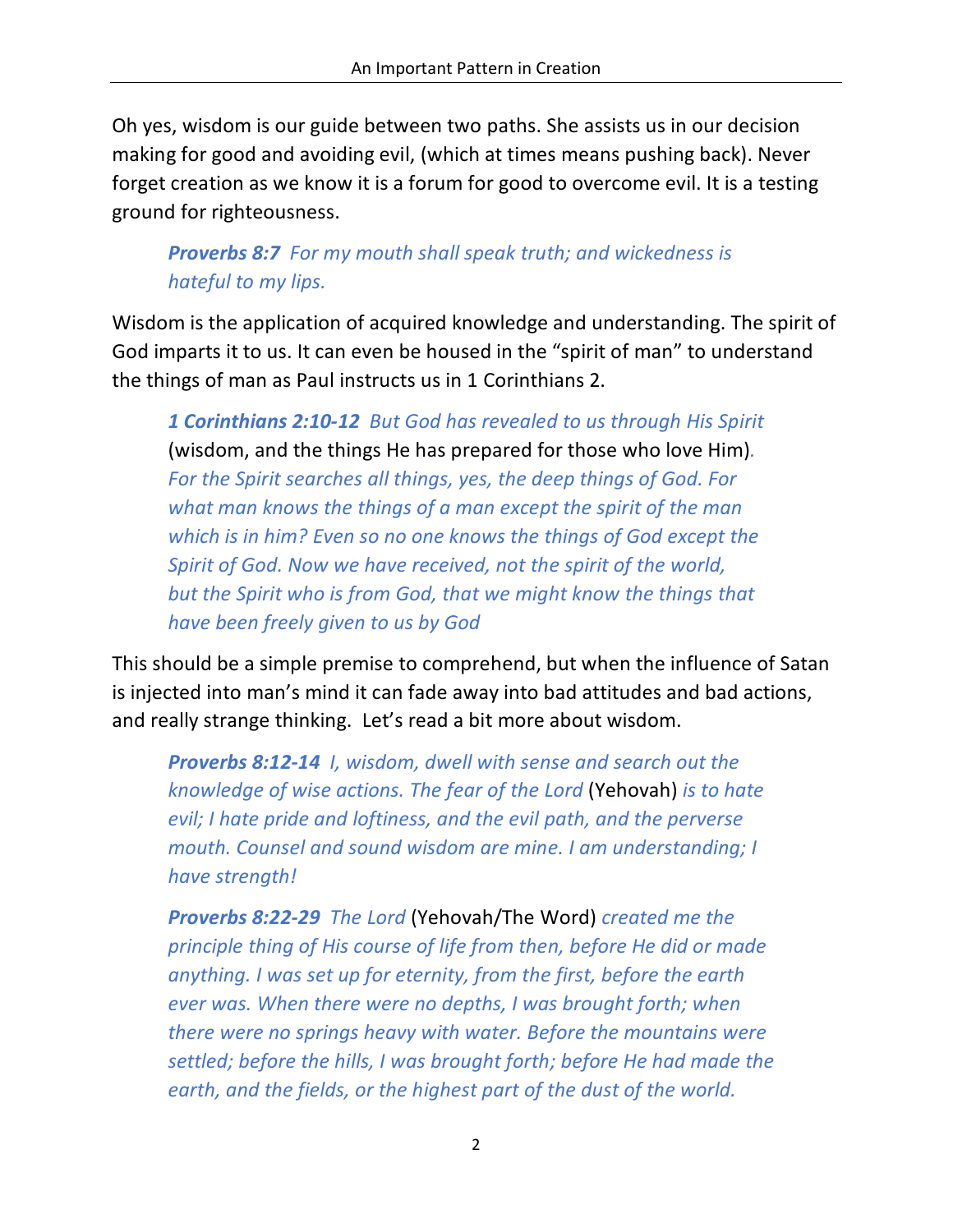Oh yes, wisdom is our guide between two paths. She assists us in our decision making for good and avoiding evil, (which at times means pushing back). Never forget creation as we know it is a forum for good to overcome evil. It is a testing ground for righteousness.

> ***Proverbs 8:7*** *For my mouth shall speak truth; and wickedness is hateful to my lips.*

Wisdom is the application of acquired knowledge and understanding. The spirit of God imparts it to us. It can even be housed in the "spirit of man" to understand the things of man as Paul instructs us in 1 Corinthians 2.

> ***1 Corinthians 2:10-12*** *But God has revealed to us through His Spirit* (wisdom, and the things He has prepared for those who love Him)*. For the Spirit searches all things, yes, the deep things of God. For what man knows the things of a man except the spirit of the man which is in him? Even so no one knows the things of God except the Spirit of God. Now we have received, not the spirit of the world, but the Spirit who is from God, that we might know the things that have been freely given to us by God*

This should be a simple premise to comprehend, but when the influence of Satan is injected into man's mind it can fade away into bad attitudes and bad actions, and really strange thinking. Let's read a bit more about wisdom.

> ***Proverbs 8:12-14*** *I, wisdom, dwell with sense and search out the knowledge of wise actions. The fear of the Lord* (Yehovah) *is to hate evil; I hate pride and loftiness, and the evil path, and the perverse mouth. Counsel and sound wisdom are mine. I am understanding; I have strength!*

> ***Proverbs 8:22-29*** *The Lord* (Yehovah/The Word) *created me the principle thing of His course of life from then, before He did or made anything. I was set up for eternity, from the first, before the earth ever was. When there were no depths, I was brought forth; when there were no springs heavy with water. Before the mountains were settled; before the hills, I was brought forth; before He had made the earth, and the fields, or the highest part of the dust of the world.*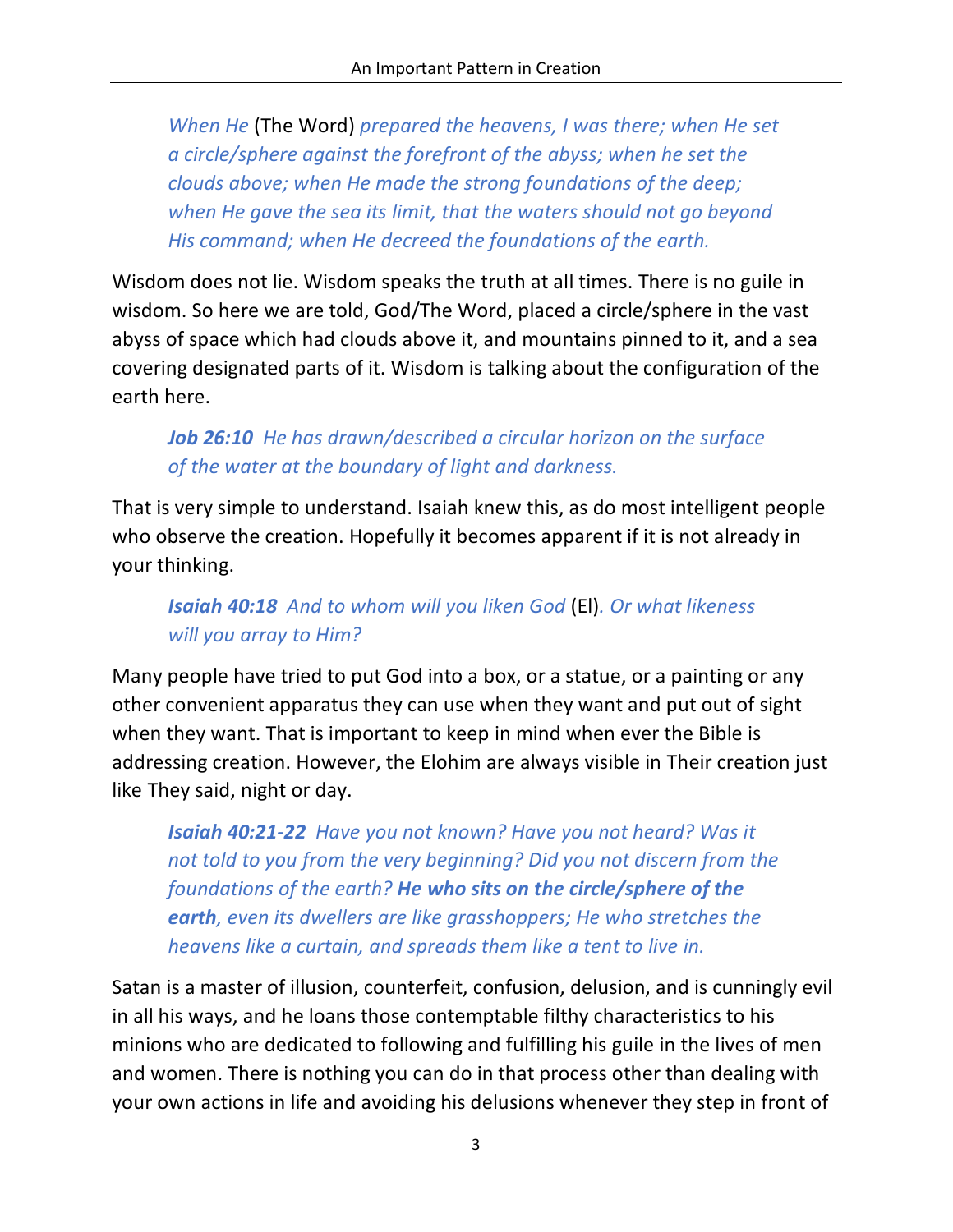> *When He* (The Word) *prepared the heavens, I was there; when He set a circle/sphere against the forefront of the abyss; when he set the clouds above; when He made the strong foundations of the deep; when He gave the sea its limit, that the waters should not go beyond His command; when He decreed the foundations of the earth.*

Wisdom does not lie. Wisdom speaks the truth at all times. There is no guile in wisdom. So here we are told, God/The Word, placed a circle/sphere in the vast abyss of space which had clouds above it, and mountains pinned to it, and a sea covering designated parts of it. Wisdom is talking about the configuration of the earth here.

> ***Job 26:10*** *He has drawn/described a circular horizon on the surface of the water at the boundary of light and darkness.*

That is very simple to understand. Isaiah knew this, as do most intelligent people who observe the creation. Hopefully it becomes apparent if it is not already in your thinking.

> ***Isaiah 40:18*** *And to whom will you liken God* (El)*. Or what likeness will you array to Him?*

Many people have tried to put God into a box, or a statue, or a painting or any other convenient apparatus they can use when they want and put out of sight when they want. That is important to keep in mind when ever the Bible is addressing creation. However, the Elohim are always visible in Their creation just like They said, night or day.

> ***Isaiah 40:21-22*** *Have you not known? Have you not heard? Was it not told to you from the very beginning? Did you not discern from the foundations of the earth?* ***He who sits on the circle/sphere of the earth****, even its dwellers are like grasshoppers; He who stretches the heavens like a curtain, and spreads them like a tent to live in.*

Satan is a master of illusion, counterfeit, confusion, delusion, and is cunningly evil in all his ways, and he loans those contemptable filthy characteristics to his minions who are dedicated to following and fulfilling his guile in the lives of men and women. There is nothing you can do in that process other than dealing with your own actions in life and avoiding his delusions whenever they step in front of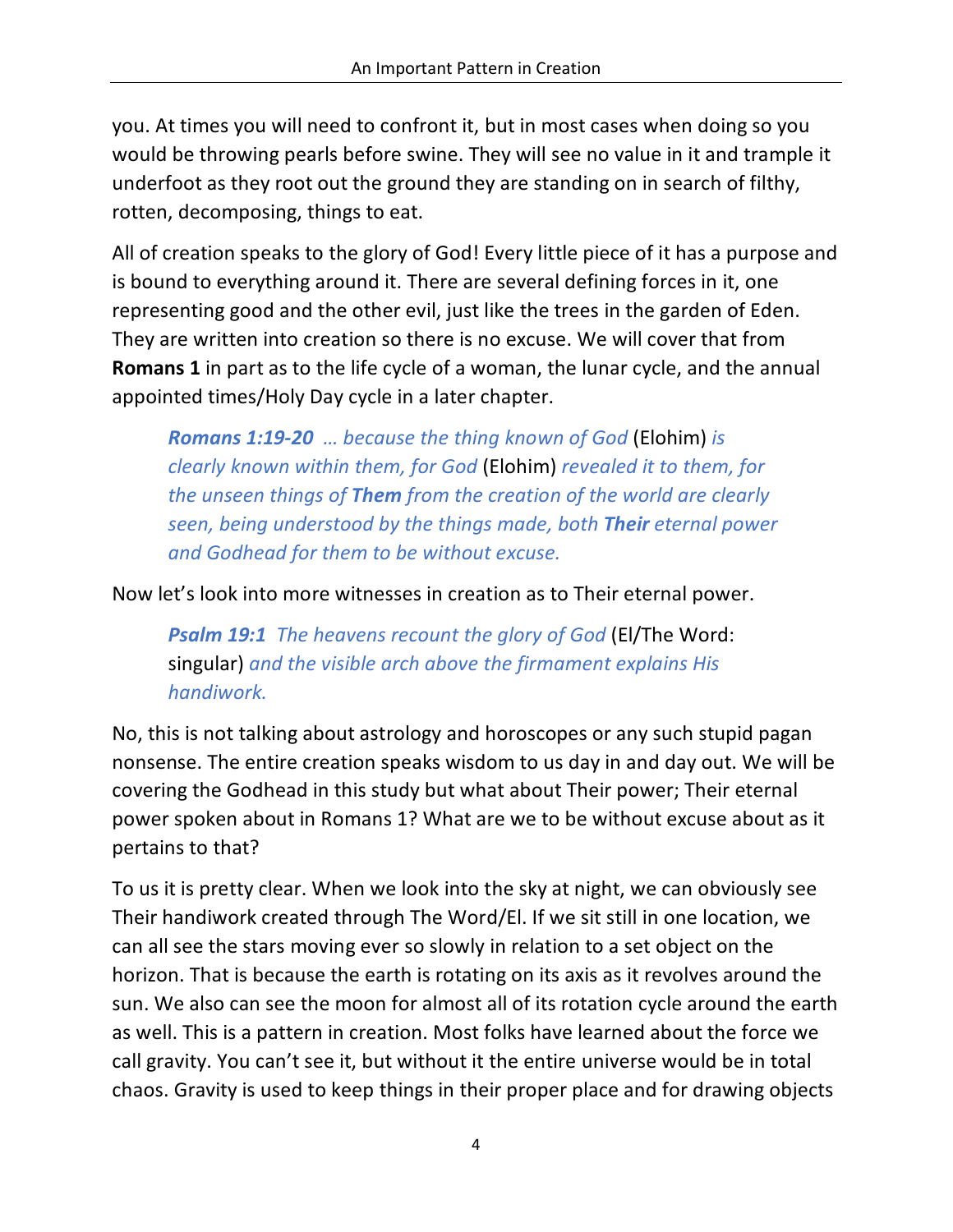you. At times you will need to confront it, but in most cases when doing so you would be throwing pearls before swine. They will see no value in it and trample it underfoot as they root out the ground they are standing on in search of filthy, rotten, decomposing, things to eat.

All of creation speaks to the glory of God! Every little piece of it has a purpose and is bound to everything around it. There are several defining forces in it, one representing good and the other evil, just like the trees in the garden of Eden. They are written into creation so there is no excuse. We will cover that from **Romans 1** in part as to the life cycle of a woman, the lunar cycle, and the annual appointed times/Holy Day cycle in a later chapter.

> ***Romans 1:19-20*** *… because the thing known of God* (Elohim) *is clearly known within them, for God* (Elohim) *revealed it to them, for the unseen things of **Them** from the creation of the world are clearly seen, being understood by the things made, both **Their** eternal power and Godhead for them to be without excuse.*

Now let's look into more witnesses in creation as to Their eternal power.

> ***Psalm 19:1*** *The heavens recount the glory of God* (El/The Word: singular) *and the visible arch above the firmament explains His handiwork.*

No, this is not talking about astrology and horoscopes or any such stupid pagan nonsense. The entire creation speaks wisdom to us day in and day out. We will be covering the Godhead in this study but what about Their power; Their eternal power spoken about in Romans 1? What are we to be without excuse about as it pertains to that?

To us it is pretty clear. When we look into the sky at night, we can obviously see Their handiwork created through The Word/El. If we sit still in one location, we can all see the stars moving ever so slowly in relation to a set object on the horizon. That is because the earth is rotating on its axis as it revolves around the sun. We also can see the moon for almost all of its rotation cycle around the earth as well. This is a pattern in creation. Most folks have learned about the force we call gravity. You can't see it, but without it the entire universe would be in total chaos. Gravity is used to keep things in their proper place and for drawing objects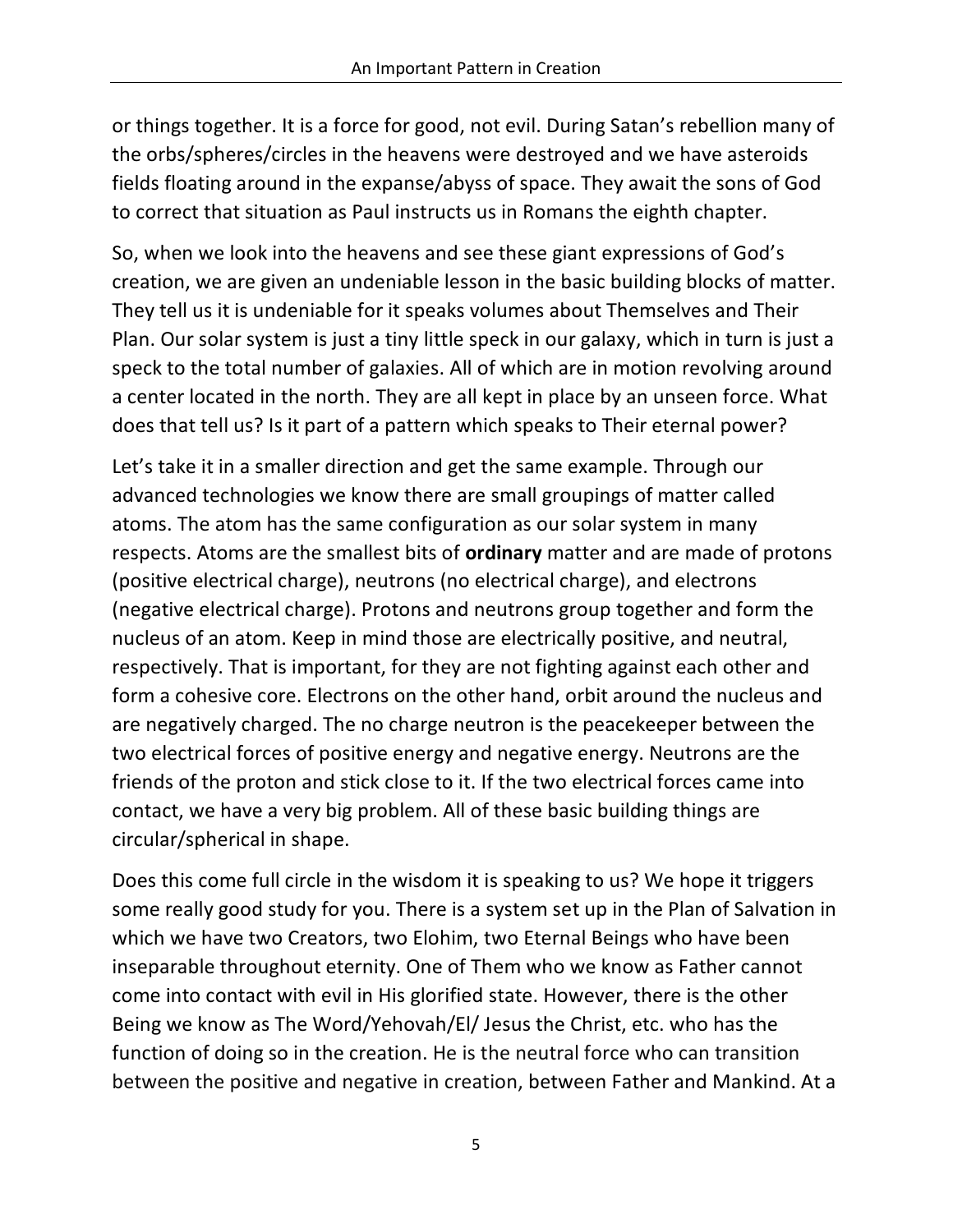or things together. It is a force for good, not evil. During Satan's rebellion many of the orbs/spheres/circles in the heavens were destroyed and we have asteroids fields floating around in the expanse/abyss of space. They await the sons of God to correct that situation as Paul instructs us in Romans the eighth chapter.

So, when we look into the heavens and see these giant expressions of God's creation, we are given an undeniable lesson in the basic building blocks of matter. They tell us it is undeniable for it speaks volumes about Themselves and Their Plan. Our solar system is just a tiny little speck in our galaxy, which in turn is just a speck to the total number of galaxies. All of which are in motion revolving around a center located in the north. They are all kept in place by an unseen force. What does that tell us? Is it part of a pattern which speaks to Their eternal power?

Let's take it in a smaller direction and get the same example. Through our advanced technologies we know there are small groupings of matter called atoms. The atom has the same configuration as our solar system in many respects. Atoms are the smallest bits of **ordinary** matter and are made of protons (positive electrical charge), neutrons (no electrical charge), and electrons (negative electrical charge). Protons and neutrons group together and form the nucleus of an atom. Keep in mind those are electrically positive, and neutral, respectively. That is important, for they are not fighting against each other and form a cohesive core. Electrons on the other hand, orbit around the nucleus and are negatively charged. The no charge neutron is the peacekeeper between the two electrical forces of positive energy and negative energy. Neutrons are the friends of the proton and stick close to it. If the two electrical forces came into contact, we have a very big problem. All of these basic building things are circular/spherical in shape.

Does this come full circle in the wisdom it is speaking to us? We hope it triggers some really good study for you. There is a system set up in the Plan of Salvation in which we have two Creators, two Elohim, two Eternal Beings who have been inseparable throughout eternity. One of Them who we know as Father cannot come into contact with evil in His glorified state. However, there is the other Being we know as The Word/Yehovah/El/ Jesus the Christ, etc. who has the function of doing so in the creation. He is the neutral force who can transition between the positive and negative in creation, between Father and Mankind. At a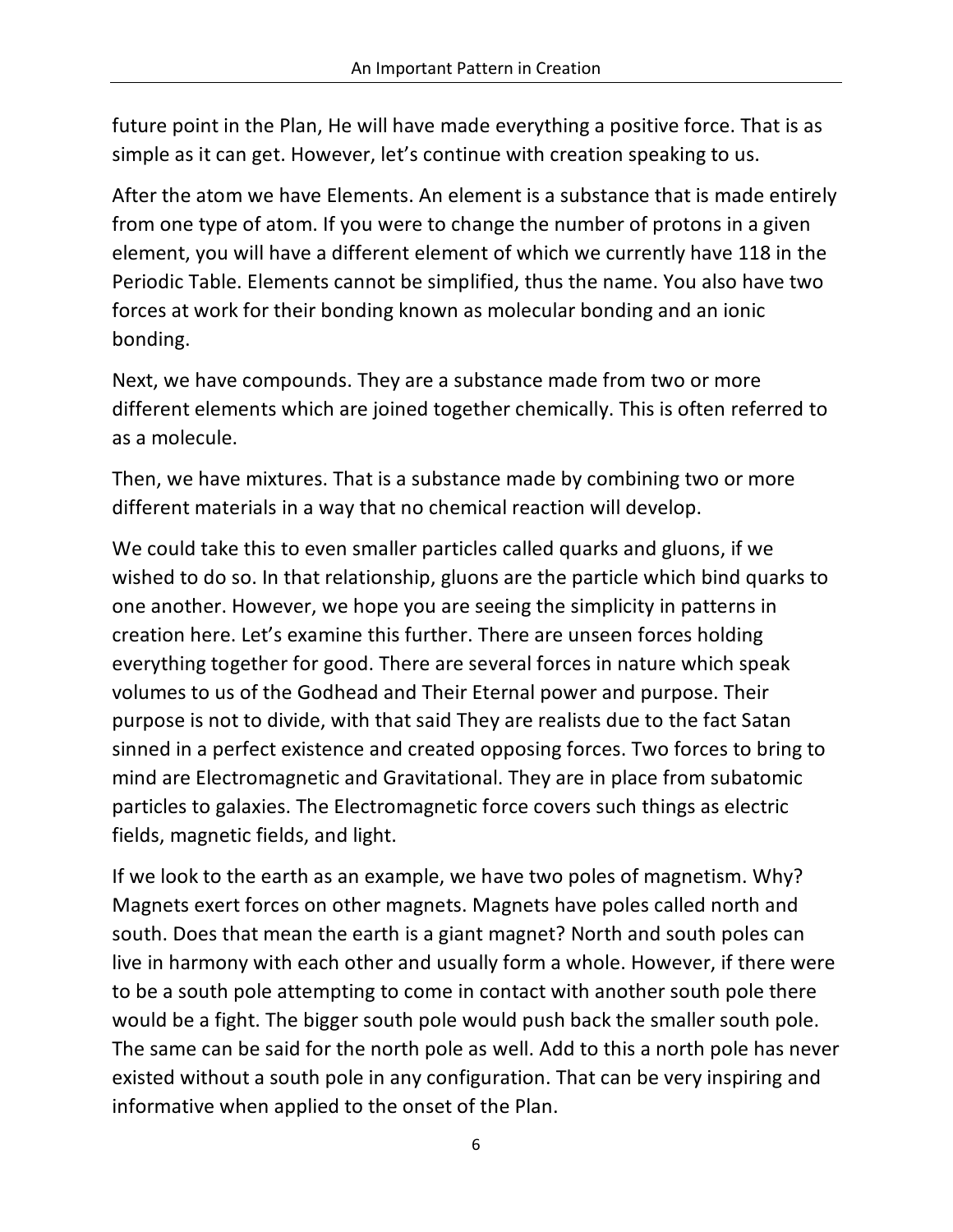future point in the Plan, He will have made everything a positive force. That is as simple as it can get. However, let's continue with creation speaking to us.

After the atom we have Elements. An element is a substance that is made entirely from one type of atom. If you were to change the number of protons in a given element, you will have a different element of which we currently have 118 in the Periodic Table. Elements cannot be simplified, thus the name. You also have two forces at work for their bonding known as molecular bonding and an ionic bonding.

Next, we have compounds. They are a substance made from two or more different elements which are joined together chemically. This is often referred to as a molecule.

Then, we have mixtures. That is a substance made by combining two or more different materials in a way that no chemical reaction will develop.

We could take this to even smaller particles called quarks and gluons, if we wished to do so. In that relationship, gluons are the particle which bind quarks to one another. However, we hope you are seeing the simplicity in patterns in creation here. Let's examine this further. There are unseen forces holding everything together for good. There are several forces in nature which speak volumes to us of the Godhead and Their Eternal power and purpose. Their purpose is not to divide, with that said They are realists due to the fact Satan sinned in a perfect existence and created opposing forces. Two forces to bring to mind are Electromagnetic and Gravitational. They are in place from subatomic particles to galaxies. The Electromagnetic force covers such things as electric fields, magnetic fields, and light.

If we look to the earth as an example, we have two poles of magnetism. Why? Magnets exert forces on other magnets. Magnets have poles called north and south. Does that mean the earth is a giant magnet? North and south poles can live in harmony with each other and usually form a whole. However, if there were to be a south pole attempting to come in contact with another south pole there would be a fight. The bigger south pole would push back the smaller south pole. The same can be said for the north pole as well. Add to this a north pole has never existed without a south pole in any configuration. That can be very inspiring and informative when applied to the onset of the Plan.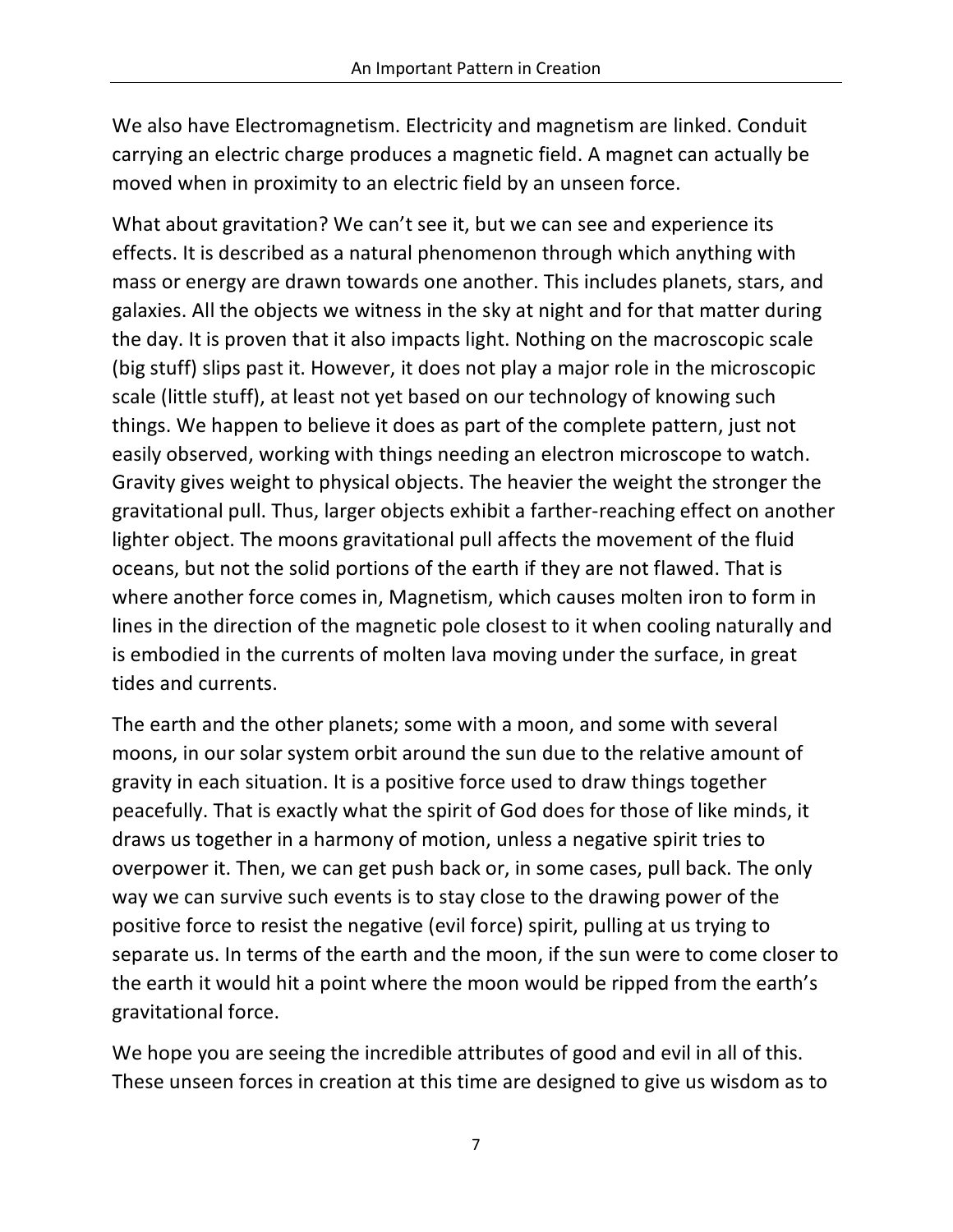We also have Electromagnetism. Electricity and magnetism are linked. Conduit carrying an electric charge produces a magnetic field. A magnet can actually be moved when in proximity to an electric field by an unseen force.

What about gravitation? We can't see it, but we can see and experience its effects. It is described as a natural phenomenon through which anything with mass or energy are drawn towards one another. This includes planets, stars, and galaxies. All the objects we witness in the sky at night and for that matter during the day. It is proven that it also impacts light. Nothing on the macroscopic scale (big stuff) slips past it. However, it does not play a major role in the microscopic scale (little stuff), at least not yet based on our technology of knowing such things. We happen to believe it does as part of the complete pattern, just not easily observed, working with things needing an electron microscope to watch. Gravity gives weight to physical objects. The heavier the weight the stronger the gravitational pull. Thus, larger objects exhibit a farther-reaching effect on another lighter object. The moons gravitational pull affects the movement of the fluid oceans, but not the solid portions of the earth if they are not flawed. That is where another force comes in, Magnetism, which causes molten iron to form in lines in the direction of the magnetic pole closest to it when cooling naturally and is embodied in the currents of molten lava moving under the surface, in great tides and currents.

The earth and the other planets; some with a moon, and some with several moons, in our solar system orbit around the sun due to the relative amount of gravity in each situation. It is a positive force used to draw things together peacefully. That is exactly what the spirit of God does for those of like minds, it draws us together in a harmony of motion, unless a negative spirit tries to overpower it. Then, we can get push back or, in some cases, pull back. The only way we can survive such events is to stay close to the drawing power of the positive force to resist the negative (evil force) spirit, pulling at us trying to separate us. In terms of the earth and the moon, if the sun were to come closer to the earth it would hit a point where the moon would be ripped from the earth's gravitational force.

We hope you are seeing the incredible attributes of good and evil in all of this. These unseen forces in creation at this time are designed to give us wisdom as to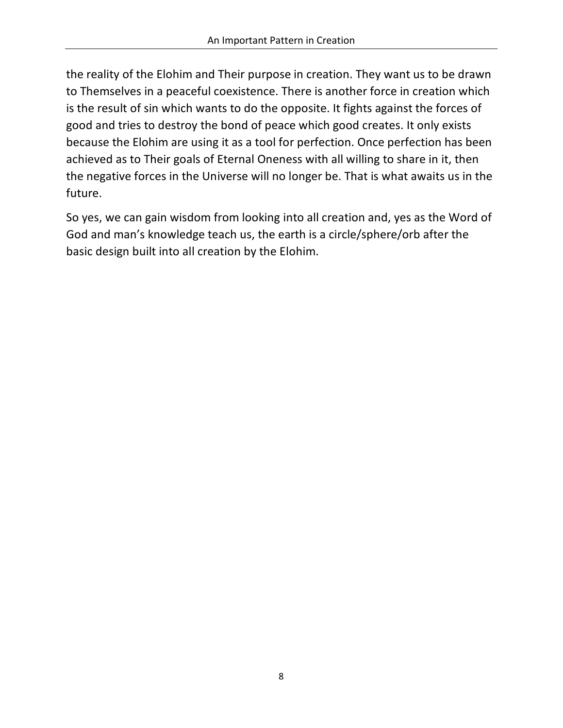the reality of the Elohim and Their purpose in creation. They want us to be drawn to Themselves in a peaceful coexistence. There is another force in creation which is the result of sin which wants to do the opposite. It fights against the forces of good and tries to destroy the bond of peace which good creates. It only exists because the Elohim are using it as a tool for perfection. Once perfection has been achieved as to Their goals of Eternal Oneness with all willing to share in it, then the negative forces in the Universe will no longer be. That is what awaits us in the future.

So yes, we can gain wisdom from looking into all creation and, yes as the Word of God and man's knowledge teach us, the earth is a circle/sphere/orb after the basic design built into all creation by the Elohim.